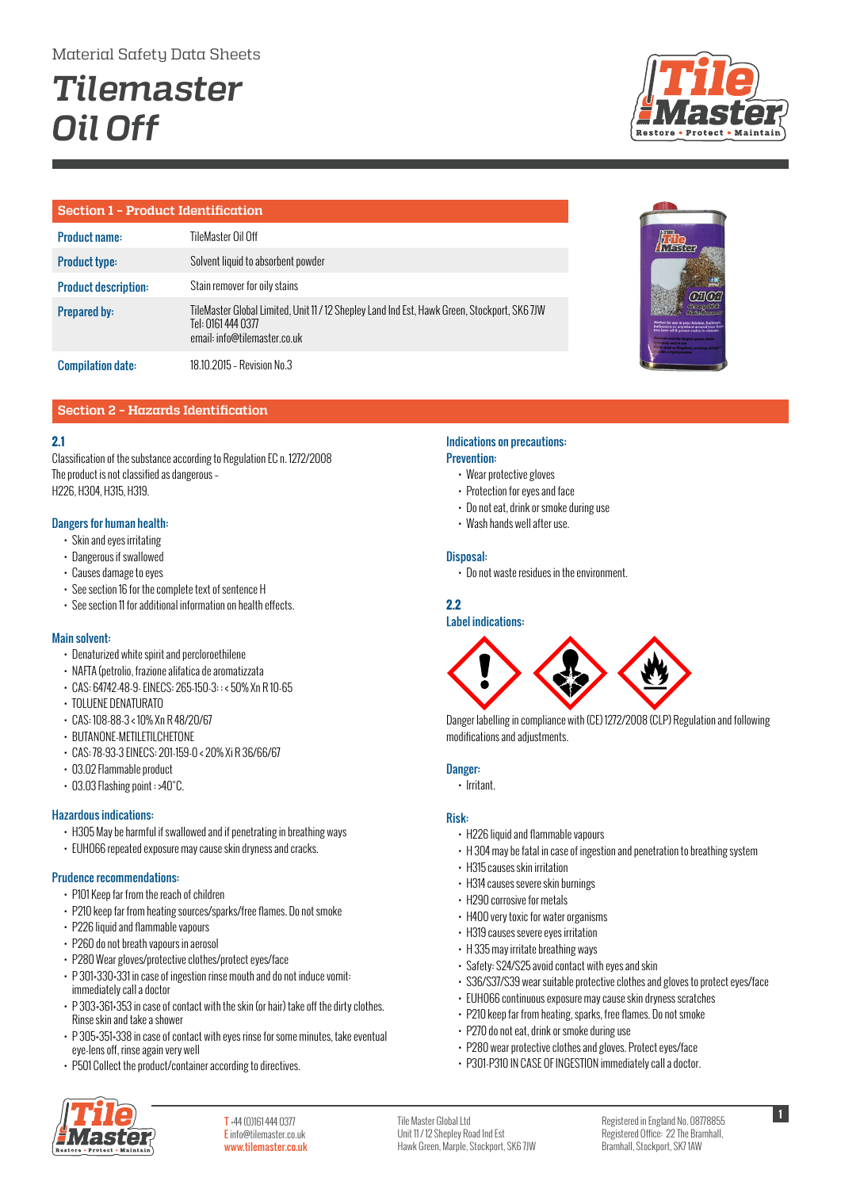Material Safety Data Sheets

# Tilemaster Oil Off

## Section 1 – Product Identification

| | |
|---|---|
| **Product name:** | TileMaster Oil Off |
| **Product type:** | Solvent liquid to absorbent powder |
| **Product description:** | Stain remover for oily stains |
| **Prepared by:** | TileMaster Global Limited, Unit 11 / 12 Shepley Land Ind Est, Hawk Green, Stockport, SK6 7JW<br>Tel: 0161 444 0377<br>email: info@tilemaster.co.uk |
| **Compilation date:** | 18.10.2015 – Revision No.3 |

## Section 2 – Hazards Identification

### 2.1

Classification of the substance according to Regulation EC n. 1272/2008
The product is not classified as dangerous –
H226, H304, H315, H319.

### Dangers for human health:

- Skin and eyes irritating
- Dangerous if swallowed
- Causes damage to eyes
- See section 16 for the complete text of sentence H
- See section 11 for additional information on health effects.

### Main solvent:

- Denaturized white spirit and percloroethilene
- NAFTA (petrolio, frazione alifatica de aromatizzata
- CAS: 64742-48-9- EINECS: 265-150-3: : < 50% Xn R 10-65
- TOLUENE DENATURATO
- CAS: 108-88-3 < 10% Xn R 48/20/67
- BUTANONE-METILETILCHETONE
- CAS: 78-93-3 EINECS: 201-159-0 < 20% Xi R 36/66/67
- 03.02 Flammable product
- 03.03 Flashing point : >40°C.

### Hazardous indications:

- H305 May be harmful if swallowed and if penetrating in breathing ways
- EUH066 repeated exposure may cause skin dryness and cracks.

### Prudence recommendations:

- P101 Keep far from the reach of children
- P210 keep far from heating sources/sparks/free flames. Do not smoke
- P226 liquid and flammable vapours
- P260 do not breath vapours in aerosol
- P280 Wear gloves/protective clothes/protect eyes/face
- P 301+330+331 in case of ingestion rinse mouth and do not induce vomit: immediately call a doctor
- P 303+361+353 in case of contact with the skin (or hair) take off the dirty clothes. Rinse skin and take a shower
- P 305+351+338 in case of contact with eyes rinse for some minutes, take eventual eye-lens off, rinse again very well
- P501 Collect the product/container according to directives.

### Indications on precautions:

### Prevention:

- Wear protective gloves
- Protection for eyes and face
- Do not eat, drink or smoke during use
- Wash hands well after use.

### Disposal:

- Do not waste residues in the environment.

### 2.2

### Label indications:

Danger labelling in compliance with (CE) 1272/2008 (CLP) Regulation and following modifications and adjustments.

### Danger:

- Irritant.

### Risk:

- H226 liquid and flammable vapours
- H 304 may be fatal in case of ingestion and penetration to breathing system
- H315 causes skin irritation
- H314 causes severe skin burnings
- H290 corrosive for metals
- H400 very toxic for water organisms
- H319 causes severe eyes irritation
- H 335 may irritate breathing ways
- Safety: S24/S25 avoid contact with eyes and skin
- S36/S37/S39 wear suitable protective clothes and gloves to protect eyes/face
- EUH066 continuous exposure may cause skin dryness scratches
- P210 keep far from heating, sparks, free flames. Do not smoke
- P270 do not eat, drink or smoke during use
- P280 wear protective clothes and gloves. Protect eyes/face
- P301-P310 IN CASE OF INGESTION immediately call a doctor.

T +44 (0)161 444 0377
E info@tilemaster.co.uk
www.tilemaster.co.uk

Tile Master Global Ltd
Unit 11 / 12 Shepley Road Ind Est
Hawk Green, Marple, Stockport, SK6 7JW

Registered in England No. 08778855
Registered Office: 22 The Bramhall,
Bramhall, Stockport, SK7 1AW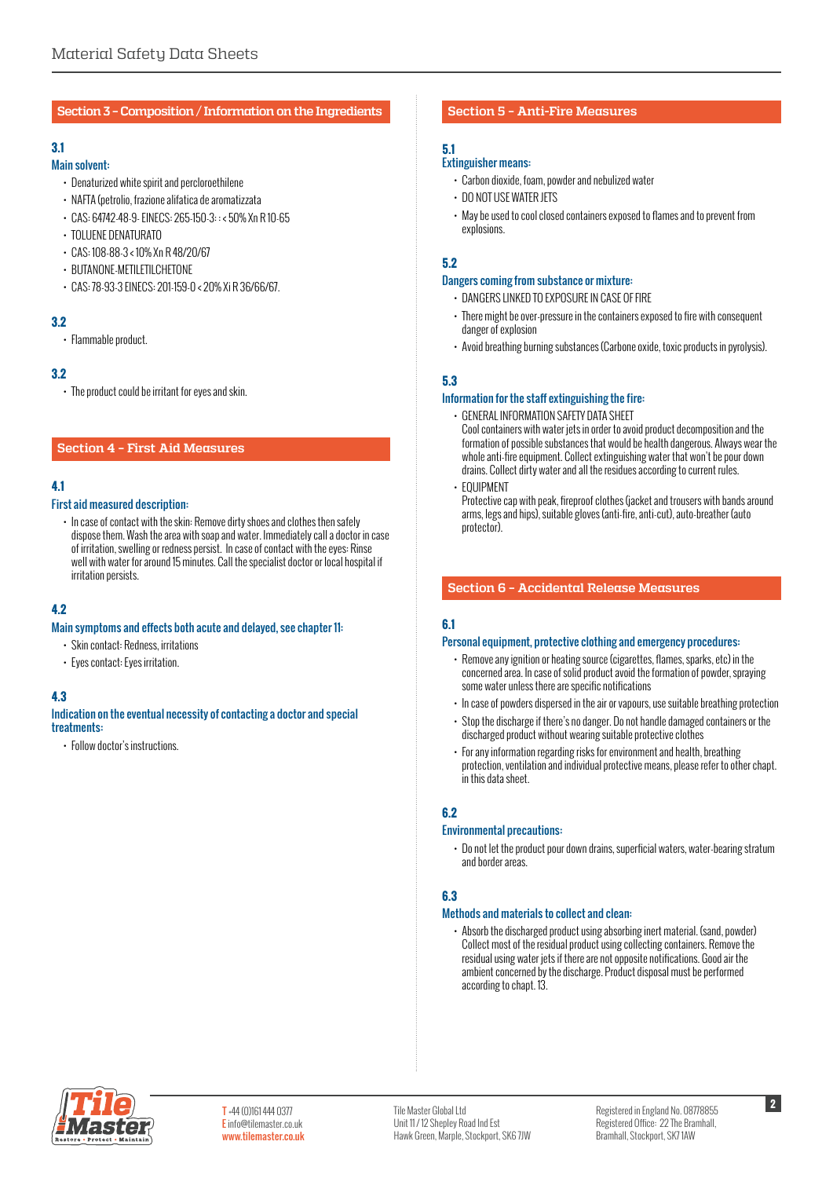## Section 3 – Composition / Information on the Ingredients

### 3.1

**Main solvent:**

- Denaturized white spirit and percloroethilene
- NAFTA (petrolio, frazione alifatica de aromatizzata
- CAS: 64742-48-9- EINECS: 265-150-3: : < 50% Xn R 10-65
- TOLUENE DENATURATO
- CAS: 108-88-3 < 10% Xn R 48/20/67
- BUTANONE-METILETILCHETONE
- CAS: 78-93-3 EINECS: 201-159-0 < 20% Xi R 36/66/67.

### 3.2

- Flammable product.

### 3.2

- The product could be irritant for eyes and skin.

## Section 4 – First Aid Measures

### 4.1

**First aid measured description:**

- In case of contact with the skin: Remove dirty shoes and clothes then safely dispose them. Wash the area with soap and water. Immediately call a doctor in case of irritation, swelling or redness persist. In case of contact with the eyes: Rinse well with water for around 15 minutes. Call the specialist doctor or local hospital if irritation persists.

### 4.2

**Main symptoms and effects both acute and delayed, see chapter 11:**

- Skin contact: Redness, irritations
- Eyes contact: Eyes irritation.

### 4.3

**Indication on the eventual necessity of contacting a doctor and special treatments:**

- Follow doctor's instructions.

## Section 5 – Anti-Fire Measures

### 5.1

**Extinguisher means:**

- Carbon dioxide, foam, powder and nebulized water
- DO NOT USE WATER JETS
- May be used to cool closed containers exposed to flames and to prevent from explosions.

### 5.2

**Dangers coming from substance or mixture:**

- DANGERS LINKED TO EXPOSURE IN CASE OF FIRE
- There might be over-pressure in the containers exposed to fire with consequent danger of explosion
- Avoid breathing burning substances (Carbone oxide, toxic products in pyrolysis).

### 5.3

**Information for the staff extinguishing the fire:**

- GENERAL INFORMATION SAFETY DATA SHEET
  Cool containers with water jets in order to avoid product decomposition and the formation of possible substances that would be health dangerous. Always wear the whole anti-fire equipment. Collect extinguishing water that won't be pour down drains. Collect dirty water and all the residues according to current rules.
- EQUIPMENT
  Protective cap with peak, fireproof clothes (jacket and trousers with bands around arms, legs and hips), suitable gloves (anti-fire, anti-cut), auto-breather (auto protector).

## Section 6 – Accidental Release Measures

### 6.1

**Personal equipment, protective clothing and emergency procedures:**

- Remove any ignition or heating source (cigarettes, flames, sparks, etc) in the concerned area. In case of solid product avoid the formation of powder, spraying some water unless there are specific notifications
- In case of powders dispersed in the air or vapours, use suitable breathing protection
- Stop the discharge if there's no danger. Do not handle damaged containers or the discharged product without wearing suitable protective clothes
- For any information regarding risks for environment and health, breathing protection, ventilation and individual protective means, please refer to other chapt. in this data sheet.

### 6.2

**Environmental precautions:**

- Do not let the product pour down drains, superficial waters, water-bearing stratum and border areas.

### 6.3

**Methods and materials to collect and clean:**

- Absorb the discharged product using absorbing inert material. (sand, powder) Collect most of the residual product using collecting containers. Remove the residual using water jets if there are not opposite notifications. Good air the ambient concerned by the discharge. Product disposal must be performed according to chapt. 13.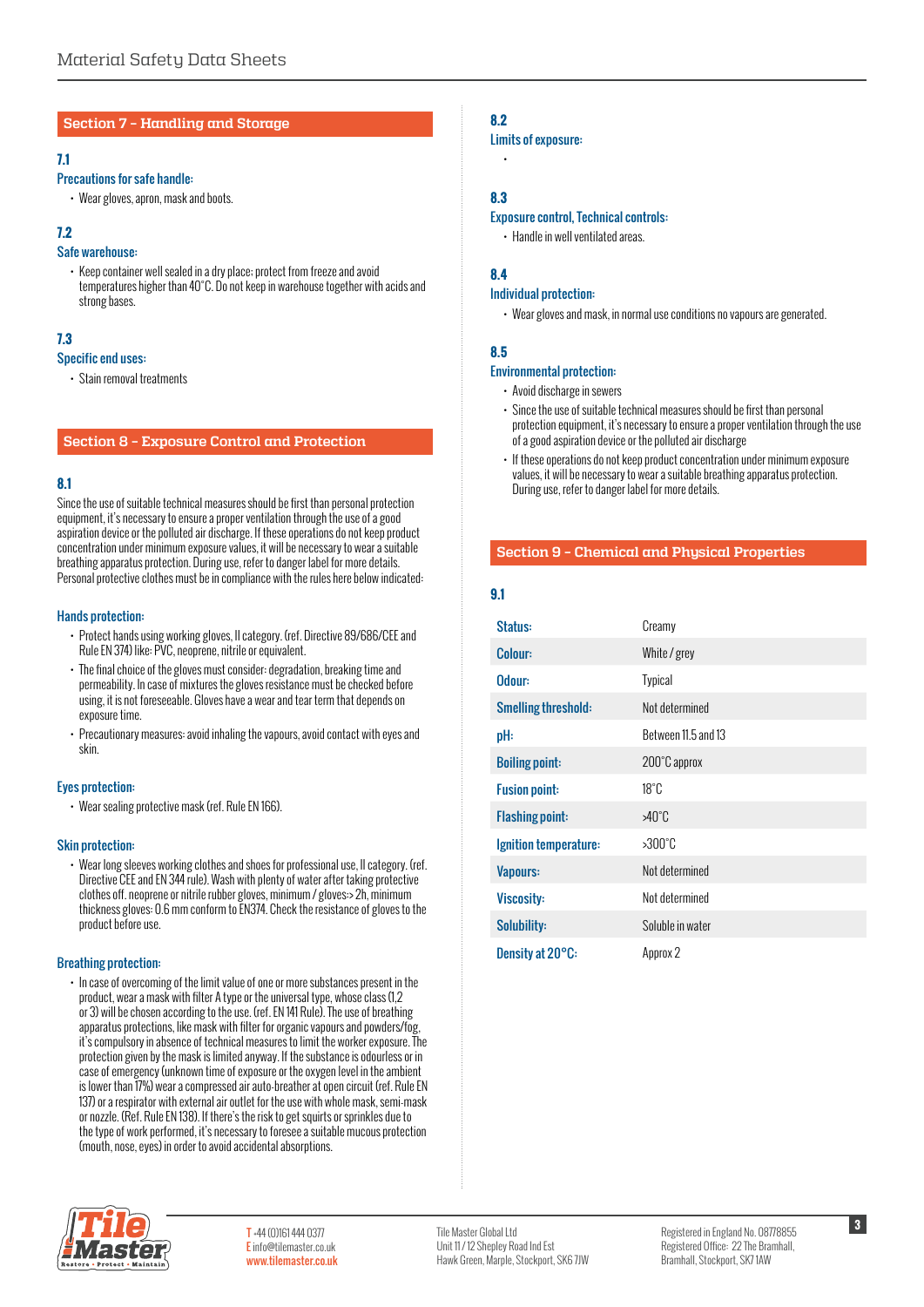## Section 7 – Handling and Storage

### 7.1

**Precautions for safe handle:**

- Wear gloves, apron, mask and boots.

### 7.2

**Safe warehouse:**

- Keep container well sealed in a dry place; protect from freeze and avoid temperatures higher than 40°C. Do not keep in warehouse together with acids and strong bases.

### 7.3

**Specific end uses:**

- Stain removal treatments

## Section 8 – Exposure Control and Protection

### 8.1

Since the use of suitable technical measures should be first than personal protection equipment, it's necessary to ensure a proper ventilation through the use of a good aspiration device or the polluted air discharge. If these operations do not keep product concentration under minimum exposure values, it will be necessary to wear a suitable breathing apparatus protection. During use, refer to danger label for more details. Personal protective clothes must be in compliance with the rules here below indicated:

**Hands protection:**

- Protect hands using working gloves, II category. (ref. Directive 89/686/CEE and Rule EN 374) like: PVC, neoprene, nitrile or equivalent.
- The final choice of the gloves must consider: degradation, breaking time and permeability. In case of mixtures the gloves resistance must be checked before using, it is not foreseeable. Gloves have a wear and tear term that depends on exposure time.
- Precautionary measures: avoid inhaling the vapours, avoid contact with eyes and skin.

**Eyes protection:**

- Wear sealing protective mask (ref. Rule EN 166).

**Skin protection:**

- Wear long sleeves working clothes and shoes for professional use, II category. (ref. Directive CEE and EN 344 rule). Wash with plenty of water after taking protective clothes off. neoprene or nitrile rubber gloves, minimum / gloves:> 2h, minimum thickness gloves: 0.6 mm conform to EN374. Check the resistance of gloves to the product before use.

**Breathing protection:**

- In case of overcoming of the limit value of one or more substances present in the product, wear a mask with filter A type or the universal type, whose class (1,2 or 3) will be chosen according to the use. (ref. EN 141 Rule). The use of breathing apparatus protections, like mask with filter for organic vapours and powders/fog, it's compulsory in absence of technical measures to limit the worker exposure. The protection given by the mask is limited anyway. If the substance is odourless or in case of emergency (unknown time of exposure or the oxygen level in the ambient is lower than 17%) wear a compressed air auto-breather at open circuit (ref. Rule EN 137) or a respirator with external air outlet for the use with whole mask, semi-mask or nozzle. (Ref. Rule EN 138). If there's the risk to get squirts or sprinkles due to the type of work performed, it's necessary to foresee a suitable mucous protection (mouth, nose, eyes) in order to avoid accidental absorptions.

### 8.2

**Limits of exposure:**

- 

### 8.3

**Exposure control, Technical controls:**

- Handle in well ventilated areas.

### 8.4

**Individual protection:**

- Wear gloves and mask, in normal use conditions no vapours are generated.

### 8.5

**Environmental protection:**

- Avoid discharge in sewers
- Since the use of suitable technical measures should be first than personal protection equipment, it's necessary to ensure a proper ventilation through the use of a good aspiration device or the polluted air discharge
- If these operations do not keep product concentration under minimum exposure values, it will be necessary to wear a suitable breathing apparatus protection. During use, refer to danger label for more details.

## Section 9 – Chemical and Physical Properties

### 9.1

| | |
|---|---|
| **Status:** | Creamy |
| **Colour:** | White / grey |
| **Odour:** | Typical |
| **Smelling threshold:** | Not determined |
| **pH:** | Between 11.5 and 13 |
| **Boiling point:** | 200°C approx |
| **Fusion point:** | 18°C |
| **Flashing point:** | >40°C |
| **Ignition temperature:** | >300°C |
| **Vapours:** | Not determined |
| **Viscosity:** | Not determined |
| **Solubility:** | Soluble in water |
| **Density at 20°C:** | Approx 2 |

T +44 (0)161 444 0377
E info@tilemaster.co.uk
www.tilemaster.co.uk

Tile Master Global Ltd
Unit 11 / 12 Shepley Road Ind Est
Hawk Green, Marple, Stockport, SK6 7JW

Registered in England No. 08778855
Registered Office: 22 The Bramhall,
Bramhall, Stockport, SK7 1AW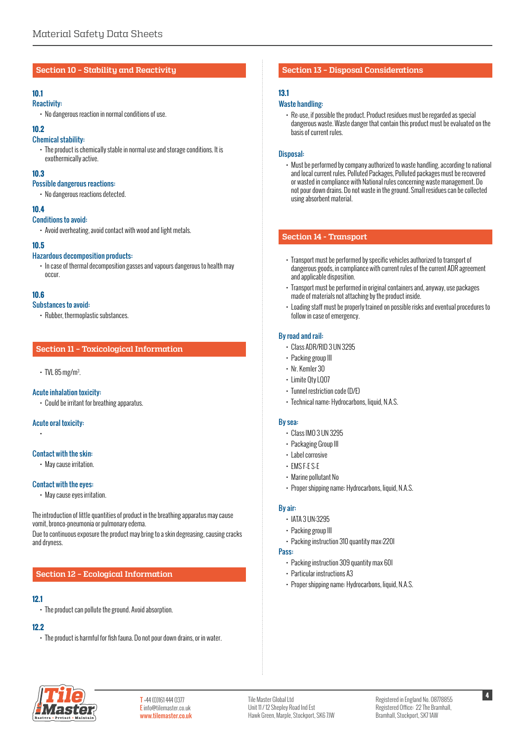## Section 10 – Stability and Reactivity

### 10.1
**Reactivity:**

- No dangerous reaction in normal conditions of use.

### 10.2
**Chemical stability:**

- The product is chemically stable in normal use and storage conditions. It is exothermically active.

### 10.3
**Possible dangerous reactions:**

- No dangerous reactions detected.

### 10.4
**Conditions to avoid:**

- Avoid overheating, avoid contact with wood and light metals.

### 10.5
**Hazardous decomposition products:**

- In case of thermal decomposition gasses and vapours dangerous to health may occur.

### 10.6
**Substances to avoid:**

- Rubber, thermoplastic substances.

## Section 11 – Toxicological Information

- TVL 85 mg/m$^3$.

**Acute inhalation toxicity:**

- Could be irritant for breathing apparatus.

**Acute oral toxicity:**

- 

**Contact with the skin:**

- May cause irritation.

**Contact with the eyes:**

- May cause eyes irritation.

The introduction of little quantities of product in the breathing apparatus may cause vomit, bronco-pneumonia or pulmonary edema.
Due to continuous exposure the product may bring to a skin degreasing, causing cracks and dryness.

## Section 12 – Ecological Information

### 12.1

- The product can pollute the ground. Avoid absorption.

### 12.2

- The product is harmful for fish fauna. Do not pour down drains, or in water.

## Section 13 – Disposal Considerations

### 13.1
**Waste handling:**

- Re-use, if possible the product. Product residues must be regarded as special dangerous waste. Waste danger that contain this product must be evaluated on the basis of current rules.

**Disposal:**

- Must be performed by company authorized to waste handling, according to national and local current rules. Polluted Packages, Polluted packages must be recovered or wasted in compliance with National rules concerning waste management. Do not pour down drains. Do not waste in the ground. Small residues can be collected using absorbent material.

## Section 14 - Transport

- Transport must be performed by specific vehicles authorized to transport of dangerous goods, in compliance with current rules of the current ADR agreement and applicable disposition.
- Transport must be performed in original containers and, anyway, use packages made of materials not attaching by the product inside.
- Loading staff must be properly trained on possible risks and eventual procedures to follow in case of emergency.

**By road and rail:**

- Class ADR/RID 3 UN 3295
- Packing group III
- Nr. Kemler 30
- Limite Qty LQ07
- Tunnel restriction code (D/E)
- Technical name: Hydrocarbons, liquid, N.A.S.

**By sea:**

- Class IMO 3 UN 3295
- Packaging Group III
- Label corrosive
- EMS F-E S-E
- Marine pollutant No
- Proper shipping name: Hydrocarbons, liquid, N.A.S.

**By air:**

- IATA 3 UN:3295
- Packing group III
- Packing instruction 310 quantity max:220l

**Pass:**

- Packing instruction 309 quantity max 60l
- Particular instructions A3
- Proper shipping name: Hydrocarbons, liquid, N.A.S.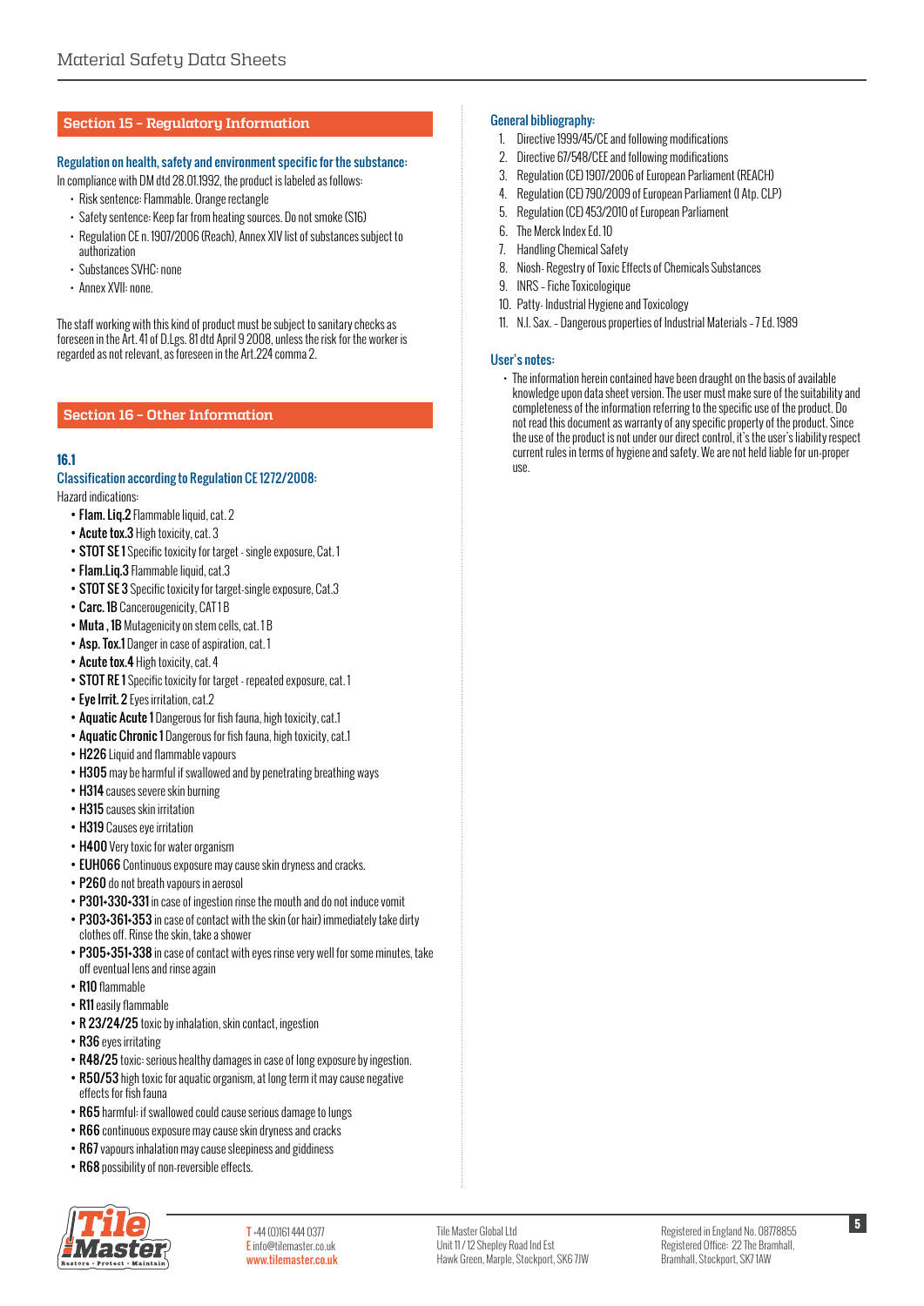## Section 15 – Regulatory Information

### Regulation on health, safety and environment specific for the substance:

In compliance with DM dtd 28.01.1992, the product is labeled as follows:

- Risk sentence: Flammable. Orange rectangle
- Safety sentence: Keep far from heating sources. Do not smoke (S16)
- Regulation CE n. 1907/2006 (Reach), Annex XIV list of substances subject to authorization
- Substances SVHC: none
- Annex XVII: none.

The staff working with this kind of product must be subject to sanitary checks as foreseen in the Art. 41 of D.Lgs. 81 dtd April 9 2008, unless the risk for the worker is regarded as not relevant, as foreseen in the Art.224 comma 2.

## Section 16 – Other Information

### 16.1

### Classification according to Regulation CE 1272/2008:

Hazard indications:

- **Flam. Liq.2** Flammable liquid, cat. 2
- **Acute tox.3** High toxicity, cat. 3
- **STOT SE 1** Specific toxicity for target - single exposure, Cat. 1
- **Flam.Liq.3** Flammable liquid, cat.3
- **STOT SE 3** Specific toxicity for target-single exposure, Cat.3
- **Carc. 1B** Cancerougenicity, CAT 1 B
- **Muta , 1B** Mutagenicity on stem cells, cat. 1 B
- **Asp. Tox.1** Danger in case of aspiration, cat. 1
- **Acute tox.4** High toxicity, cat. 4
- **STOT RE 1** Specific toxicity for target - repeated exposure, cat. 1
- **Eye Irrit. 2** Eyes irritation, cat.2
- **Aquatic Acute 1** Dangerous for fish fauna, high toxicity, cat.1
- **Aquatic Chronic 1** Dangerous for fish fauna, high toxicity, cat.1
- **H226** Liquid and flammable vapours
- **H305** may be harmful if swallowed and by penetrating breathing ways
- **H314** causes severe skin burning
- **H315** causes skin irritation
- **H319** Causes eye irritation
- **H400** Very toxic for water organism
- **EUH066** Continuous exposure may cause skin dryness and cracks.
- **P260** do not breath vapours in aerosol
- **P301+330+331** in case of ingestion rinse the mouth and do not induce vomit
- **P303+361+353** in case of contact with the skin (or hair) immediately take dirty clothes off. Rinse the skin, take a shower
- **P305+351+338** in case of contact with eyes rinse very well for some minutes, take off eventual lens and rinse again
- **R10** flammable
- **R11** easily flammable
- **R 23/24/25** toxic by inhalation, skin contact, ingestion
- **R36** eyes irritating
- **R48/25** toxic: serious healthy damages in case of long exposure by ingestion.
- **R50/53** high toxic for aquatic organism, at long term it may cause negative effects for fish fauna
- **R65** harmful: if swallowed could cause serious damage to lungs
- **R66** continuous exposure may cause skin dryness and cracks
- **R67** vapours inhalation may cause sleepiness and giddiness
- **R68** possibility of non-reversible effects.

### General bibliography:

1. Directive 1999/45/CE and following modifications
2. Directive 67/548/CEE and following modifications
3. Regulation (CE) 1907/2006 of European Parliament (REACH)
4. Regulation (CE) 790/2009 of European Parliament (I Atp. CLP)
5. Regulation (CE) 453/2010 of European Parliament
6. The Merck Index Ed. 10
7. Handling Chemical Safety
8. Niosh- Regestry of Toxic Effects of Chemicals Substances
9. INRS - Fiche Toxicologique
10. Patty- Industrial Hygiene and Toxicology
11. N.I. Sax. - Dangerous properties of Industrial Materials - 7 Ed. 1989

### User's notes:

- The information herein contained have been draught on the basis of available knowledge upon data sheet version. The user must make sure of the suitability and completeness of the information referring to the specific use of the product. Do not read this document as warranty of any specific property of the product. Since the use of the product is not under our direct control, it's the user's liability respect current rules in terms of hygiene and safety. We are not held liable for un-proper use.